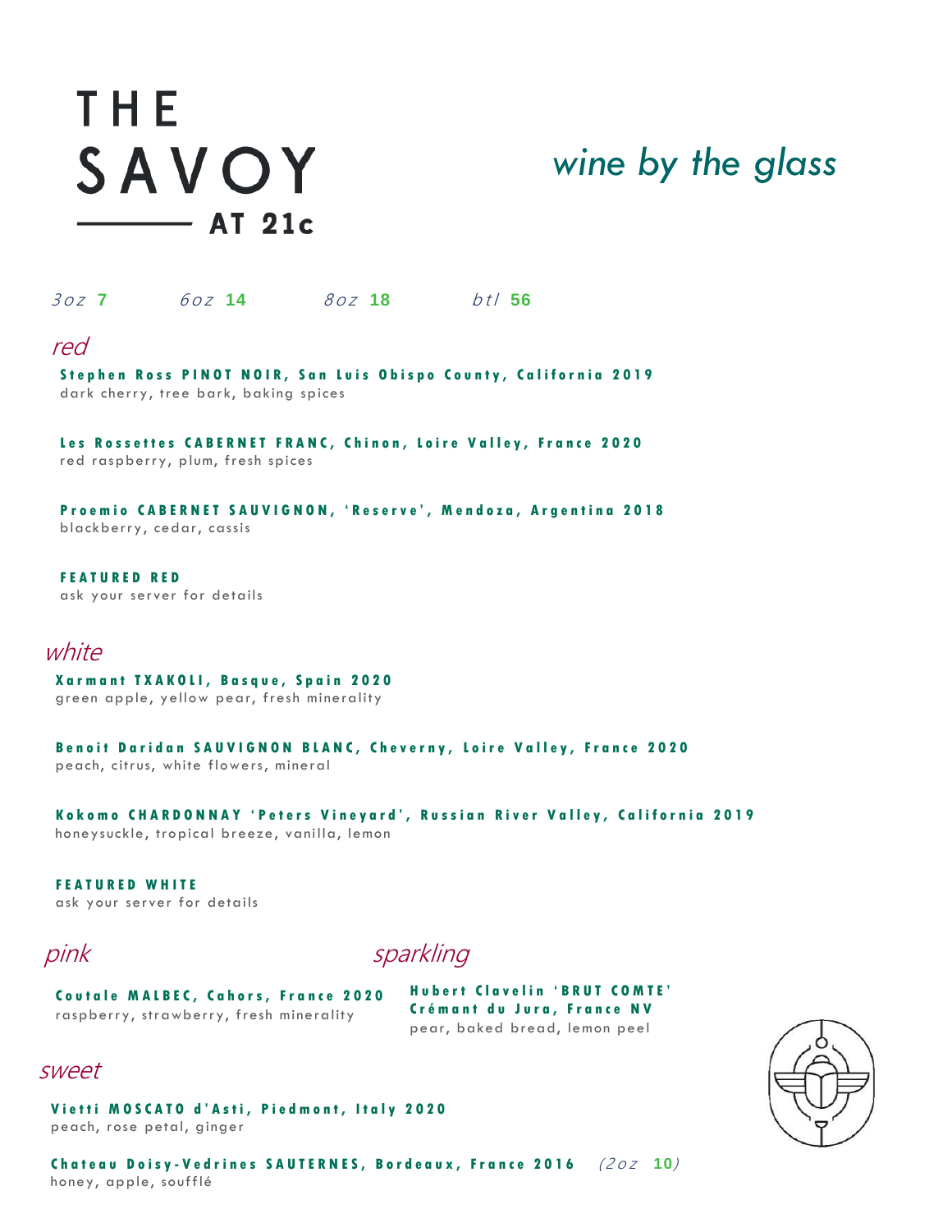# THE SAVOY AT 21c

## *wine by the glass*

*3oz* **7** *6oz* **14** *8oz* **18** *btl* **56**

## *red*

**Stephen Ross PINOT NOIR, San Luis Obispo County, California 2019**
dark cherry, tree bark, baking spices

**Les Rossettes CABERNET FRANC, Chinon, Loire Valley, France 2020**
red raspberry, plum, fresh spices

**Proemio CABERNET SAUVIGNON, 'Reserve', Mendoza, Argentina 2018**
blackberry, cedar, cassis

**FEATURED RED**
ask your server for details

## *white*

**Xarmant TXAKOLI, Basque, Spain 2020**
green apple, yellow pear, fresh minerality

**Benoit Daridan SAUVIGNON BLANC, Cheverny, Loire Valley, France 2020**
peach, citrus, white flowers, mineral

**Kokomo CHARDONNAY 'Peters Vineyard', Russian River Valley, California 2019**
honeysuckle, tropical breeze, vanilla, lemon

**FEATURED WHITE**
ask your server for details

## *pink*

**Coutale MALBEC, Cahors, France 2020**
raspberry, strawberry, fresh minerality

## *sparkling*

**Hubert Clavelin 'BRUT COMTE' Crémant du Jura, France NV**
pear, baked bread, lemon peel

## *sweet*

**Vietti MOSCATO d'Asti, Piedmont, Italy 2020**
peach, rose petal, ginger

**Chateau Doisy-Vedrines SAUTERNES, Bordeaux, France 2016** *(2oz* **10***)*
honey, apple, soufflé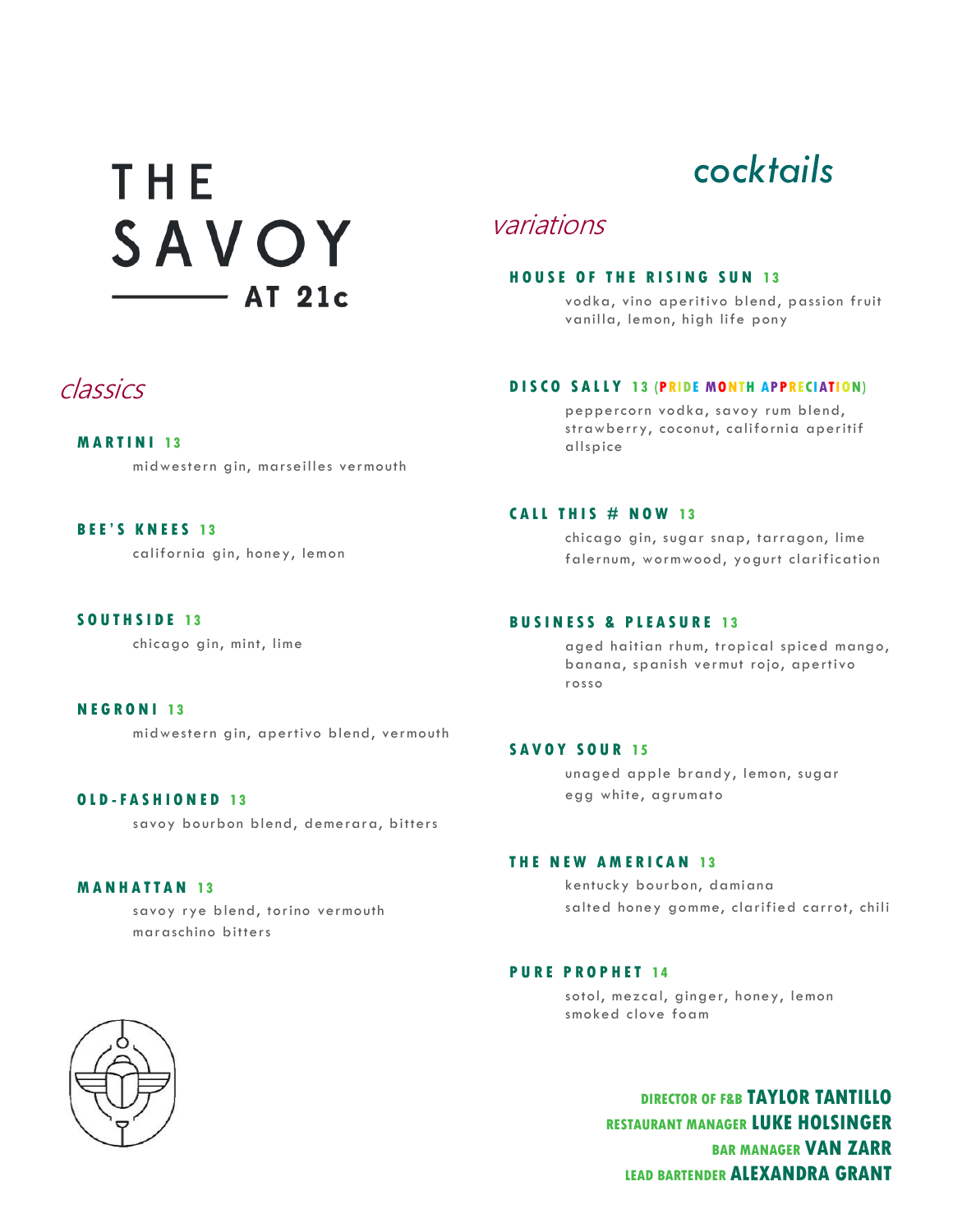# THE SAVOY AT 21c

## cocktails

### classics

**MARTINI 13**
midwestern gin, marseilles vermouth

**BEE'S KNEES 13**
california gin, honey, lemon

**SOUTHSIDE 13**
chicago gin, mint, lime

**NEGRONI 13**
midwestern gin, apertivo blend, vermouth

**OLD-FASHIONED 13**
savoy bourbon blend, demerara, bitters

**MANHATTAN 13**
savoy rye blend, torino vermouth
maraschino bitters

### variations

**HOUSE OF THE RISING SUN 13**
vodka, vino aperitivo blend, passion fruit
vanilla, lemon, high life pony

**DISCO SALLY 13 (PRIDE MONTH APPRECIATION)**
peppercorn vodka, savoy rum blend,
strawberry, coconut, california aperitif
allspice

**CALL THIS # NOW 13**
chicago gin, sugar snap, tarragon, lime
falernum, wormwood, yogurt clarification

**BUSINESS & PLEASURE 13**
aged haitian rhum, tropical spiced mango,
banana, spanish vermut rojo, apertivo
rosso

**SAVOY SOUR 15**
unaged apple brandy, lemon, sugar
egg white, agrumato

**THE NEW AMERICAN 13**
kentucky bourbon, damiana
salted honey gomme, clarified carrot, chili

**PURE PROPHET 14**
sotol, mezcal, ginger, honey, lemon
smoked clove foam

DIRECTOR OF F&B **TAYLOR TANTILLO**
RESTAURANT MANAGER **LUKE HOLSINGER**
BAR MANAGER **VAN ZARR**
LEAD BARTENDER **ALEXANDRA GRANT**